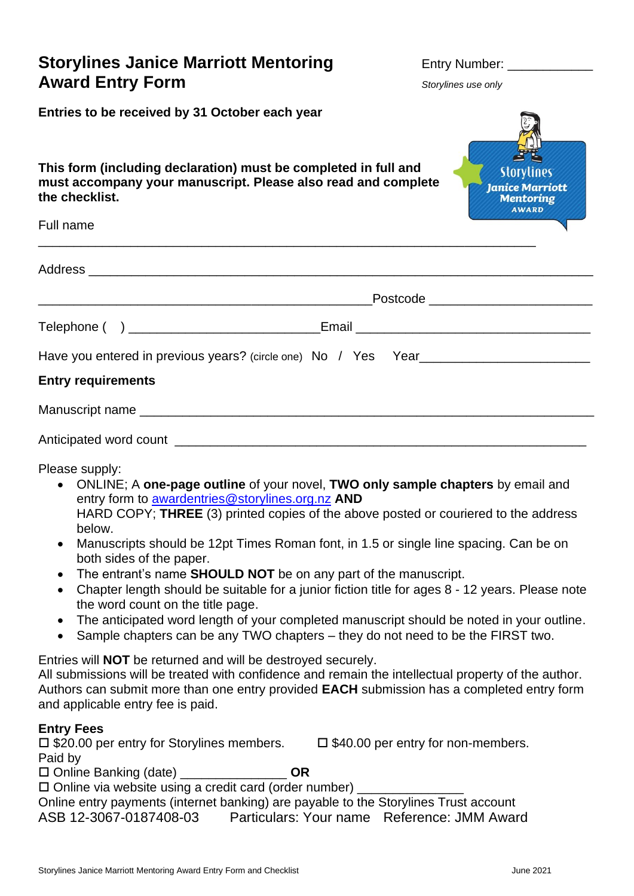# Storylines Janice Marriott Mentoring Award Entry Form

Entry Number: ____________

*Storylines use only*

**Entries to be received by 31 October each year**

**This form (including declaration) must be completed in full and must accompany your manuscript. Please also read and complete the checklist.**

Full name

_______________________________________________________________________

Address _______________________________________________________________

_____________________________________________ Postcode ______________________

Telephone (   ) __________________________ Email _________________________________

Have you entered in previous years? (circle one) No / Yes  Year_______________________

**Entry requirements**

Manuscript name ________________________________________________________

Anticipated word count ___________________________________________________

Please supply:

- ONLINE; A **one-page outline** of your novel, **TWO only sample chapters** by email and entry form to awardentries@storylines.org.nz **AND**
  HARD COPY; **THREE** (3) printed copies of the above posted or couriered to the address below.
- Manuscripts should be 12pt Times Roman font, in 1.5 or single line spacing. Can be on both sides of the paper.
- The entrant's name **SHOULD NOT** be on any part of the manuscript.
- Chapter length should be suitable for a junior fiction title for ages 8 - 12 years. Please note the word count on the title page.
- The anticipated word length of your completed manuscript should be noted in your outline.
- Sample chapters can be any TWO chapters – they do not need to be the FIRST two.

Entries will **NOT** be returned and will be destroyed securely.
All submissions will be treated with confidence and remain the intellectual property of the author. Authors can submit more than one entry provided **EACH** submission has a completed entry form and applicable entry fee is paid.

**Entry Fees**

☐ $20.00 per entry for Storylines members.  ☐ $40.00 per entry for non-members.

Paid by

☐ Online Banking (date) _______________ **OR**

☐ Online via website using a credit card (order number) _______________

Online entry payments (internet banking) are payable to the Storylines Trust account
ASB 12-3067-0187408-03  Particulars: Your name  Reference: JMM Award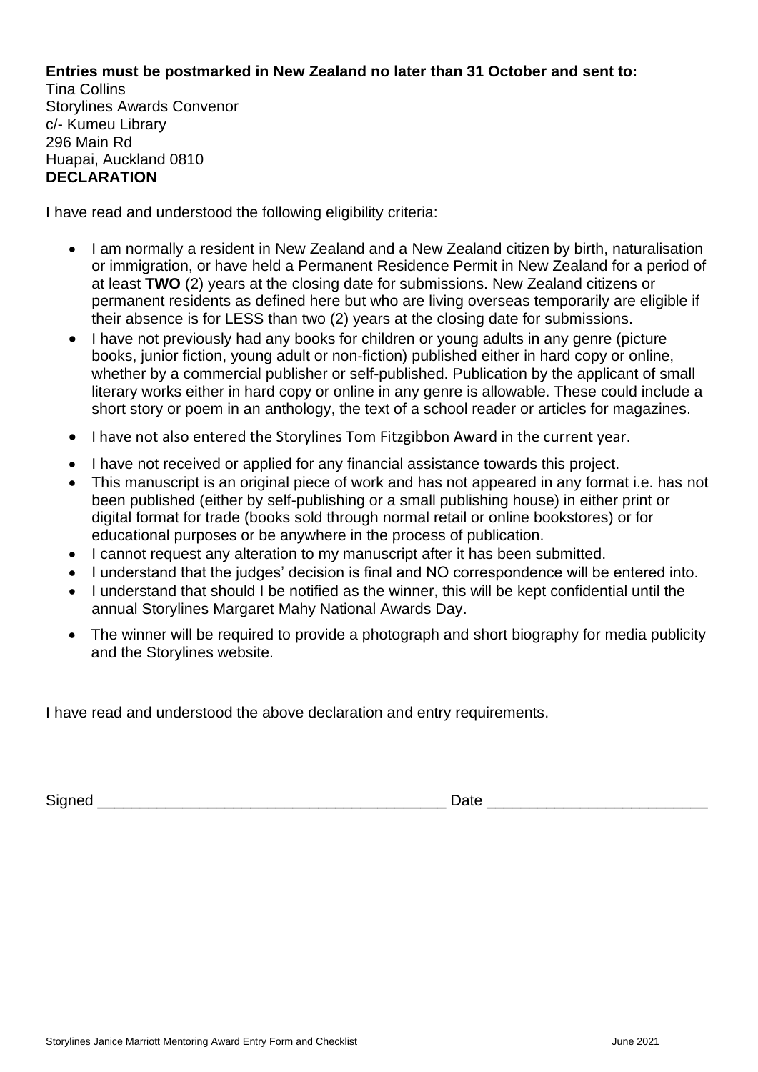**Entries must be postmarked in New Zealand no later than 31 October and sent to:**
Tina Collins
Storylines Awards Convenor
c/- Kumeu Library
296 Main Rd
Huapai, Auckland 0810

**DECLARATION**

I have read and understood the following eligibility criteria:

- I am normally a resident in New Zealand and a New Zealand citizen by birth, naturalisation or immigration, or have held a Permanent Residence Permit in New Zealand for a period of at least **TWO** (2) years at the closing date for submissions. New Zealand citizens or permanent residents as defined here but who are living overseas temporarily are eligible if their absence is for LESS than two (2) years at the closing date for submissions.
- I have not previously had any books for children or young adults in any genre (picture books, junior fiction, young adult or non-fiction) published either in hard copy or online, whether by a commercial publisher or self-published. Publication by the applicant of small literary works either in hard copy or online in any genre is allowable. These could include a short story or poem in an anthology, the text of a school reader or articles for magazines.
- I have not also entered the Storylines Tom Fitzgibbon Award in the current year.
- I have not received or applied for any financial assistance towards this project.
- This manuscript is an original piece of work and has not appeared in any format i.e. has not been published (either by self-publishing or a small publishing house) in either print or digital format for trade (books sold through normal retail or online bookstores) or for educational purposes or be anywhere in the process of publication.
- I cannot request any alteration to my manuscript after it has been submitted.
- I understand that the judges' decision is final and NO correspondence will be entered into.
- I understand that should I be notified as the winner, this will be kept confidential until the annual Storylines Margaret Mahy National Awards Day.
- The winner will be required to provide a photograph and short biography for media publicity and the Storylines website.

I have read and understood the above declaration and entry requirements.

Signed ________________________________________ Date _________________________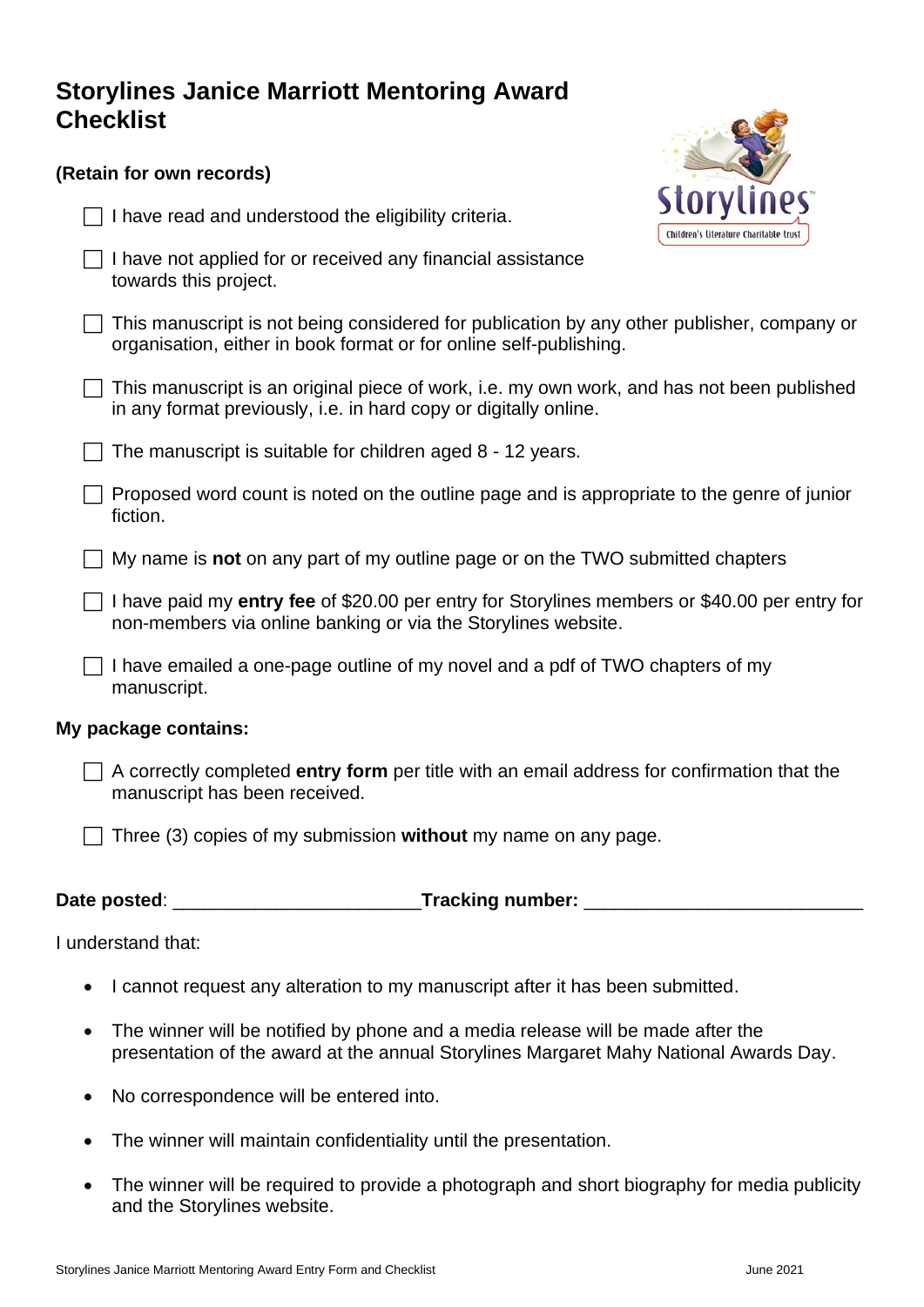# Storylines Janice Marriott Mentoring Award Checklist

**(Retain for own records)**

- ☐ I have read and understood the eligibility criteria.
- ☐ I have not applied for or received any financial assistance towards this project.
- ☐ This manuscript is not being considered for publication by any other publisher, company or organisation, either in book format or for online self-publishing.
- ☐ This manuscript is an original piece of work, i.e. my own work, and has not been published in any format previously, i.e. in hard copy or digitally online.
- ☐ The manuscript is suitable for children aged 8 - 12 years.
- ☐ Proposed word count is noted on the outline page and is appropriate to the genre of junior fiction.
- ☐ My name is **not** on any part of my outline page or on the TWO submitted chapters
- ☐ I have paid my **entry fee** of $20.00 per entry for Storylines members or $40.00 per entry for non-members via online banking or via the Storylines website.
- ☐ I have emailed a one-page outline of my novel and a pdf of TWO chapters of my manuscript.

**My package contains:**

- ☐ A correctly completed **entry form** per title with an email address for confirmation that the manuscript has been received.
- ☐ Three (3) copies of my submission **without** my name on any page.

**Date posted**: _______________________ **Tracking number:** __________________________

I understand that:

- I cannot request any alteration to my manuscript after it has been submitted.
- The winner will be notified by phone and a media release will be made after the presentation of the award at the annual Storylines Margaret Mahy National Awards Day.
- No correspondence will be entered into.
- The winner will maintain confidentiality until the presentation.
- The winner will be required to provide a photograph and short biography for media publicity and the Storylines website.